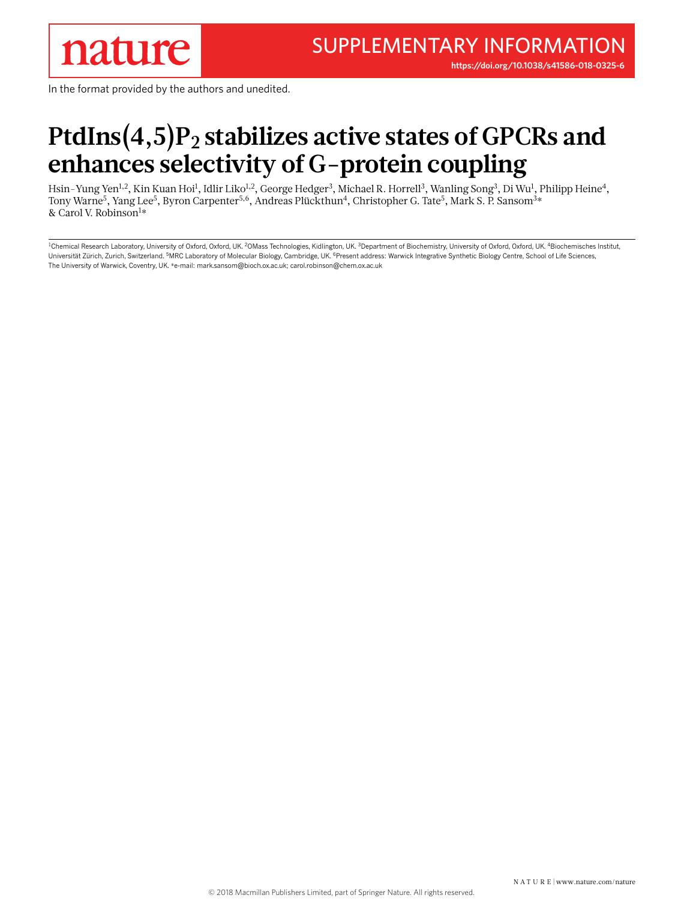nature

SUPPLEMENTARY INFORMATION

https://doi.org/10.1038/s41586-018-0325-6

In the format provided by the authors and unedited.

# PtdIns(4,5)$P_2$ stabilizes active states of GPCRs and enhances selectivity of G-protein coupling

Hsin-Yung Yen[1,2], Kin Kuan Hoi[1], Idlir Liko[1,2], George Hedger[3], Michael R. Horrell[3], Wanling Song[3], Di Wu[1], Philipp Heine[4], Tony Warne[5], Yang Lee[5], Byron Carpenter[5,6], Andreas Plückthun[4], Christopher G. Tate[5], Mark S. P. Sansom[3]* & Carol V. Robinson[1]*

[1]Chemical Research Laboratory, University of Oxford, Oxford, UK. [2]OMass Technologies, Kidlington, UK. [3]Department of Biochemistry, University of Oxford, Oxford, UK. [4]Biochemisches Institut, Universität Zürich, Zurich, Switzerland. [5]MRC Laboratory of Molecular Biology, Cambridge, UK. [6]Present address: Warwick Integrative Synthetic Biology Centre, School of Life Sciences, The University of Warwick, Coventry, UK. *e-mail: mark.sansom@bioch.ox.ac.uk; carol.robinson@chem.ox.ac.uk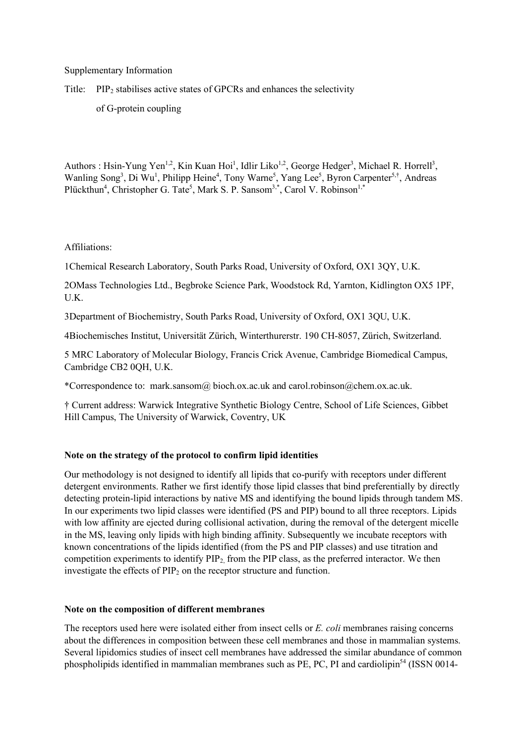Supplementary Information

Title: $PIP_2$ stabilises active states of GPCRs and enhances the selectivity of G-protein coupling

Authors : Hsin-Yung Yen[1,2], Kin Kuan Hoi[1], Idlir Liko[1,2], George Hedger[3], Michael R. Horrell[3], Wanling Song[3], Di Wu[1], Philipp Heine[4], Tony Warne[5], Yang Lee[5], Byron Carpenter[5,†], Andreas Plückthun[4], Christopher G. Tate[5], Mark S. P. Sansom[3,*], Carol V. Robinson[1,*]

Affiliations:

1Chemical Research Laboratory, South Parks Road, University of Oxford, OX1 3QY, U.K.

2OMass Technologies Ltd., Begbroke Science Park, Woodstock Rd, Yarnton, Kidlington OX5 1PF, U.K.

3Department of Biochemistry, South Parks Road, University of Oxford, OX1 3QU, U.K.

4Biochemisches Institut, Universität Zürich, Winterthurerstr. 190 CH-8057, Zürich, Switzerland.

5 MRC Laboratory of Molecular Biology, Francis Crick Avenue, Cambridge Biomedical Campus, Cambridge CB2 0QH, U.K.

*Correspondence to: mark.sansom@ bioch.ox.ac.uk and carol.robinson@chem.ox.ac.uk.

† Current address: Warwick Integrative Synthetic Biology Centre, School of Life Sciences, Gibbet Hill Campus, The University of Warwick, Coventry, UK

**Note on the strategy of the protocol to confirm lipid identities**

Our methodology is not designed to identify all lipids that co-purify with receptors under different detergent environments. Rather we first identify those lipid classes that bind preferentially by directly detecting protein-lipid interactions by native MS and identifying the bound lipids through tandem MS. In our experiments two lipid classes were identified (PS and PIP) bound to all three receptors. Lipids with low affinity are ejected during collisional activation, during the removal of the detergent micelle in the MS, leaving only lipids with high binding affinity. Subsequently we incubate receptors with known concentrations of the lipids identified (from the PS and PIP classes) and use titration and competition experiments to identify $PIP_2$, from the PIP class, as the preferred interactor. We then investigate the effects of $PIP_2$ on the receptor structure and function.

**Note on the composition of different membranes**

The receptors used here were isolated either from insect cells or *E. coli* membranes raising concerns about the differences in composition between these cell membranes and those in mammalian systems. Several lipidomics studies of insect cell membranes have addressed the similar abundance of common phospholipids identified in mammalian membranes such as PE, PC, PI and cardiolipin[54] (ISSN 0014-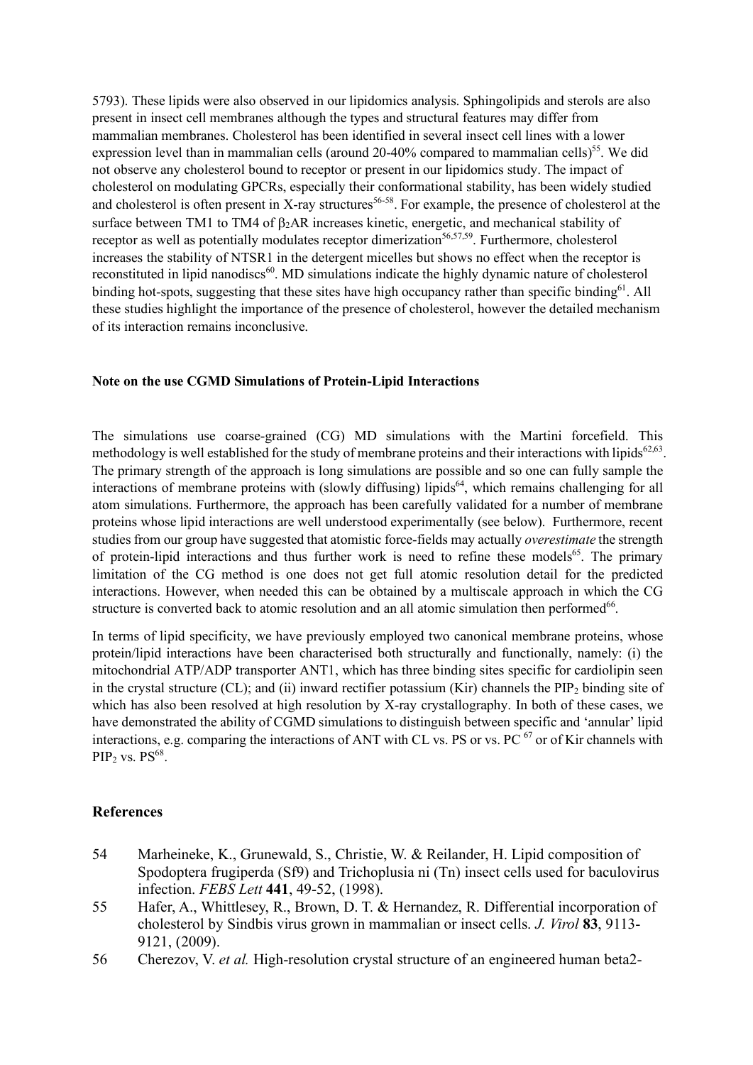5793). These lipids were also observed in our lipidomics analysis. Sphingolipids and sterols are also present in insect cell membranes although the types and structural features may differ from mammalian membranes. Cholesterol has been identified in several insect cell lines with a lower expression level than in mammalian cells (around 20-40% compared to mammalian cells)[55]. We did not observe any cholesterol bound to receptor or present in our lipidomics study. The impact of cholesterol on modulating GPCRs, especially their conformational stability, has been widely studied and cholesterol is often present in X-ray structures[56-58]. For example, the presence of cholesterol at the surface between TM1 to TM4 of $\beta_2$AR increases kinetic, energetic, and mechanical stability of receptor as well as potentially modulates receptor dimerization[56,57,59]. Furthermore, cholesterol increases the stability of NTSR1 in the detergent micelles but shows no effect when the receptor is reconstituted in lipid nanodiscs[60]. MD simulations indicate the highly dynamic nature of cholesterol binding hot-spots, suggesting that these sites have high occupancy rather than specific binding[61]. All these studies highlight the importance of the presence of cholesterol, however the detailed mechanism of its interaction remains inconclusive.

**Note on the use CGMD Simulations of Protein-Lipid Interactions**

The simulations use coarse-grained (CG) MD simulations with the Martini forcefield. This methodology is well established for the study of membrane proteins and their interactions with lipids[62,63]. The primary strength of the approach is long simulations are possible and so one can fully sample the interactions of membrane proteins with (slowly diffusing) lipids[64], which remains challenging for all atom simulations. Furthermore, the approach has been carefully validated for a number of membrane proteins whose lipid interactions are well understood experimentally (see below). Furthermore, recent studies from our group have suggested that atomistic force-fields may actually *overestimate* the strength of protein-lipid interactions and thus further work is need to refine these models[65]. The primary limitation of the CG method is one does not get full atomic resolution detail for the predicted interactions. However, when needed this can be obtained by a multiscale approach in which the CG structure is converted back to atomic resolution and an all atomic simulation then performed[66].

In terms of lipid specificity, we have previously employed two canonical membrane proteins, whose protein/lipid interactions have been characterised both structurally and functionally, namely: (i) the mitochondrial ATP/ADP transporter ANT1, which has three binding sites specific for cardiolipin seen in the crystal structure (CL); and (ii) inward rectifier potassium (Kir) channels the $PIP_2$ binding site of which has also been resolved at high resolution by X-ray crystallography. In both of these cases, we have demonstrated the ability of CGMD simulations to distinguish between specific and 'annular' lipid interactions, e.g. comparing the interactions of ANT with CL vs. PS or vs. PC [67] or of Kir channels with $PIP_2$ vs. PS[68].

## References

54 Marheineke, K., Grunewald, S., Christie, W. & Reilander, H. Lipid composition of Spodoptera frugiperda (Sf9) and Trichoplusia ni (Tn) insect cells used for baculovirus infection. *FEBS Lett* **441**, 49-52, (1998).

55 Hafer, A., Whittlesey, R., Brown, D. T. & Hernandez, R. Differential incorporation of cholesterol by Sindbis virus grown in mammalian or insect cells. *J. Virol* **83**, 9113-9121, (2009).

56 Cherezov, V. *et al.* High-resolution crystal structure of an engineered human beta2-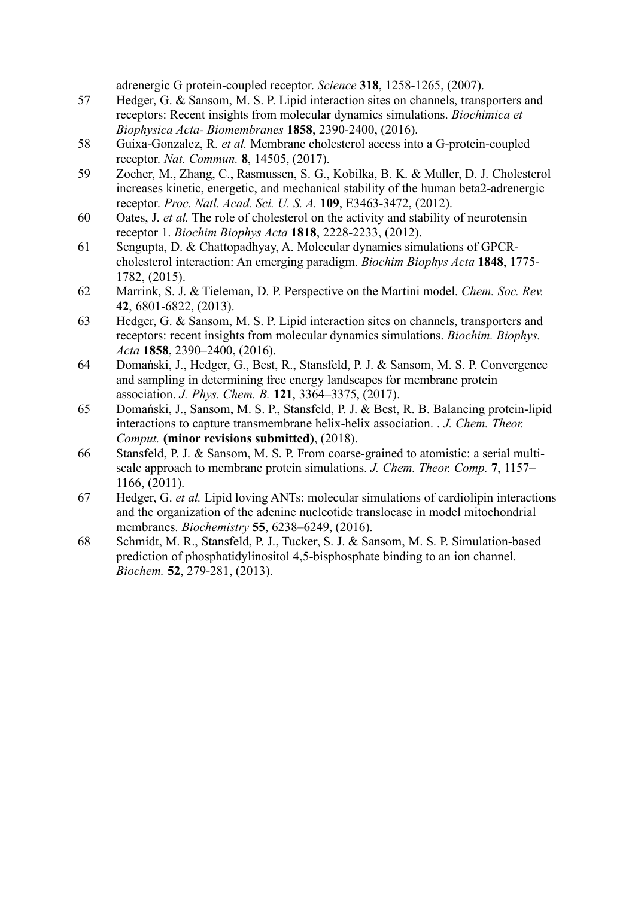adrenergic G protein-coupled receptor. *Science* **318**, 1258-1265, (2007).

57 Hedger, G. & Sansom, M. S. P. Lipid interaction sites on channels, transporters and receptors: Recent insights from molecular dynamics simulations. *Biochimica et Biophysica Acta- Biomembranes* **1858**, 2390-2400, (2016).

58 Guixa-Gonzalez, R. *et al.* Membrane cholesterol access into a G-protein-coupled receptor. *Nat. Commun.* **8**, 14505, (2017).

59 Zocher, M., Zhang, C., Rasmussen, S. G., Kobilka, B. K. & Muller, D. J. Cholesterol increases kinetic, energetic, and mechanical stability of the human beta2-adrenergic receptor. *Proc. Natl. Acad. Sci. U. S. A.* **109**, E3463-3472, (2012).

60 Oates, J. *et al.* The role of cholesterol on the activity and stability of neurotensin receptor 1. *Biochim Biophys Acta* **1818**, 2228-2233, (2012).

61 Sengupta, D. & Chattopadhyay, A. Molecular dynamics simulations of GPCR-cholesterol interaction: An emerging paradigm. *Biochim Biophys Acta* **1848**, 1775-1782, (2015).

62 Marrink, S. J. & Tieleman, D. P. Perspective on the Martini model. *Chem. Soc. Rev.* **42**, 6801-6822, (2013).

63 Hedger, G. & Sansom, M. S. P. Lipid interaction sites on channels, transporters and receptors: recent insights from molecular dynamics simulations. *Biochim. Biophys. Acta* **1858**, 2390–2400, (2016).

64 Domański, J., Hedger, G., Best, R., Stansfeld, P. J. & Sansom, M. S. P. Convergence and sampling in determining free energy landscapes for membrane protein association. *J. Phys. Chem. B.* **121**, 3364–3375, (2017).

65 Domański, J., Sansom, M. S. P., Stansfeld, P. J. & Best, R. B. Balancing protein-lipid interactions to capture transmembrane helix-helix association. . *J. Chem. Theor. Comput.* **(minor revisions submitted)**, (2018).

66 Stansfeld, P. J. & Sansom, M. S. P. From coarse-grained to atomistic: a serial multi-scale approach to membrane protein simulations. *J. Chem. Theor. Comp.* **7**, 1157–1166, (2011).

67 Hedger, G. *et al.* Lipid loving ANTs: molecular simulations of cardiolipin interactions and the organization of the adenine nucleotide translocase in model mitochondrial membranes. *Biochemistry* **55**, 6238–6249, (2016).

68 Schmidt, M. R., Stansfeld, P. J., Tucker, S. J. & Sansom, M. S. P. Simulation-based prediction of phosphatidylinositol 4,5-bisphosphate binding to an ion channel. *Biochem.* **52**, 279-281, (2013).